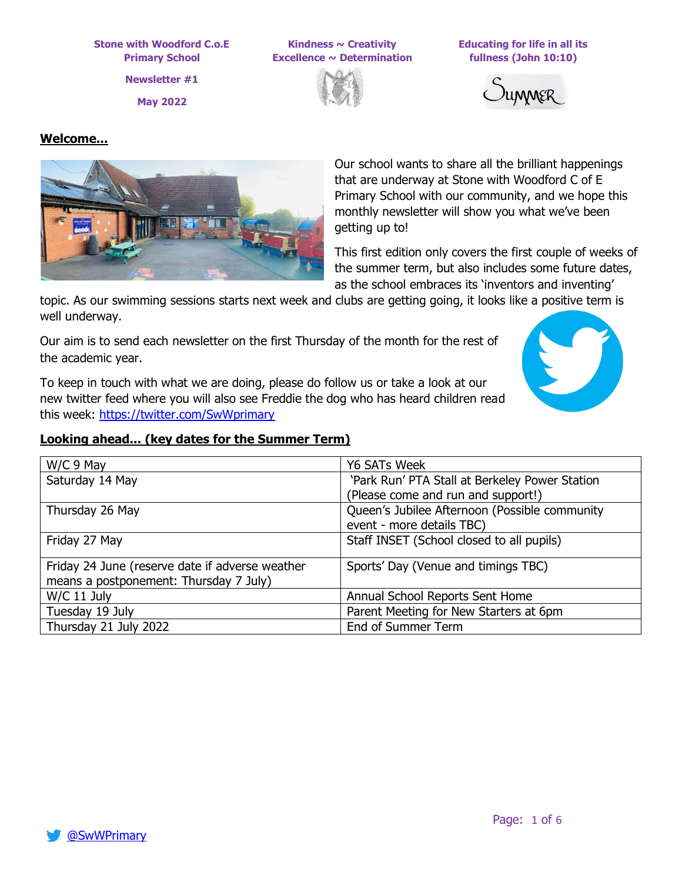**Stone with Woodford C.o.E Primary School**

**Newsletter #1**

**May 2022**

**Kindness ~ Creativity**
**Excellence ~ Determination**

**Educating for life in all its fullness (John 10:10)**

Summer

## Welcome...

Our school wants to share all the brilliant happenings that are underway at Stone with Woodford C of E Primary School with our community, and we hope this monthly newsletter will show you what we've been getting up to!

This first edition only covers the first couple of weeks of the summer term, but also includes some future dates, as the school embraces its 'inventors and inventing' topic. As our swimming sessions starts next week and clubs are getting going, it looks like a positive term is well underway.

Our aim is to send each newsletter on the first Thursday of the month for the rest of the academic year.

To keep in touch with what we are doing, please do follow us or take a look at our new twitter feed where you will also see Freddie the dog who has heard children read this week: https://twitter.com/SwWprimary

## Looking ahead... (key dates for the Summer Term)

| | |
|---|---|
| W/C 9 May | Y6 SATs Week |
| Saturday 14 May | 'Park Run' PTA Stall at Berkeley Power Station (Please come and run and support!) |
| Thursday 26 May | Queen's Jubilee Afternoon (Possible community event - more details TBC) |
| Friday 27 May | Staff INSET (School closed to all pupils) |
| Friday 24 June (reserve date if adverse weather means a postponement: Thursday 7 July) | Sports' Day (Venue and timings TBC) |
| W/C 11 July | Annual School Reports Sent Home |
| Tuesday 19 July | Parent Meeting for New Starters at 6pm |
| Thursday 21 July 2022 | End of Summer Term |

@SwWPrimary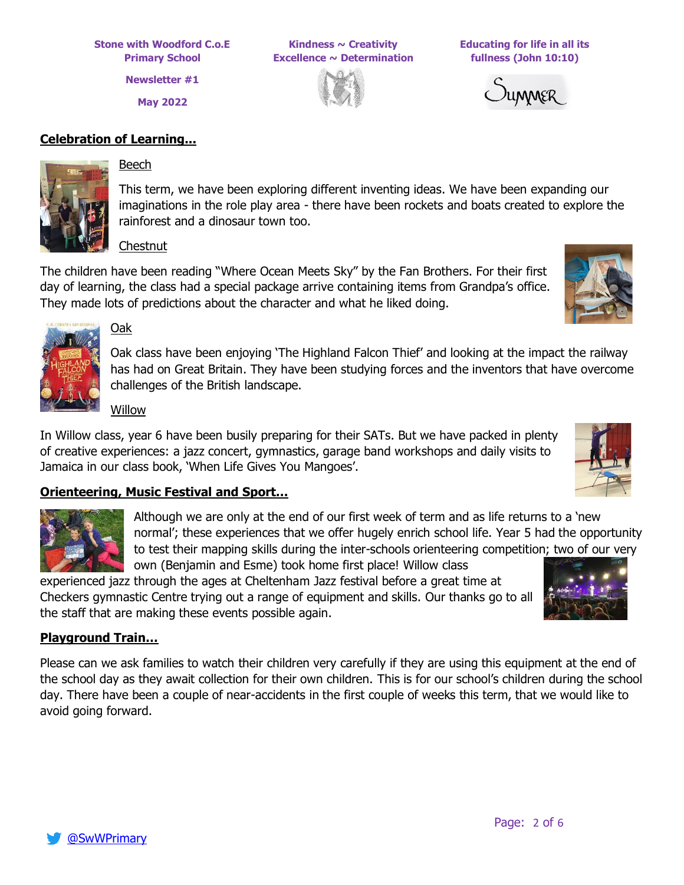Stone with Woodford C.o.E Primary School

Newsletter #1

May 2022

Kindness ~ Creativity
Excellence ~ Determination

Educating for life in all its fullness (John 10:10)

Summer

## Celebration of Learning...

### Beech

This term, we have been exploring different inventing ideas. We have been expanding our imaginations in the role play area - there have been rockets and boats created to explore the rainforest and a dinosaur town too.

### Chestnut

The children have been reading "Where Ocean Meets Sky" by the Fan Brothers. For their first day of learning, the class had a special package arrive containing items from Grandpa's office. They made lots of predictions about the character and what he liked doing.

### Oak

Oak class have been enjoying 'The Highland Falcon Thief' and looking at the impact the railway has had on Great Britain. They have been studying forces and the inventors that have overcome challenges of the British landscape.

### Willow

In Willow class, year 6 have been busily preparing for their SATs. But we have packed in plenty of creative experiences: a jazz concert, gymnastics, garage band workshops and daily visits to Jamaica in our class book, 'When Life Gives You Mangoes'.

## Orienteering, Music Festival and Sport...

Although we are only at the end of our first week of term and as life returns to a 'new normal'; these experiences that we offer hugely enrich school life. Year 5 had the opportunity to test their mapping skills during the inter-schools orienteering competition; two of our very own (Benjamin and Esme) took home first place! Willow class experienced jazz through the ages at Cheltenham Jazz festival before a great time at Checkers gymnastic Centre trying out a range of equipment and skills. Our thanks go to all the staff that are making these events possible again.

## Playground Train...

Please can we ask families to watch their children very carefully if they are using this equipment at the end of the school day as they await collection for their own children. This is for our school's children during the school day. There have been a couple of near-accidents in the first couple of weeks this term, that we would like to avoid going forward.

@SwWPrimary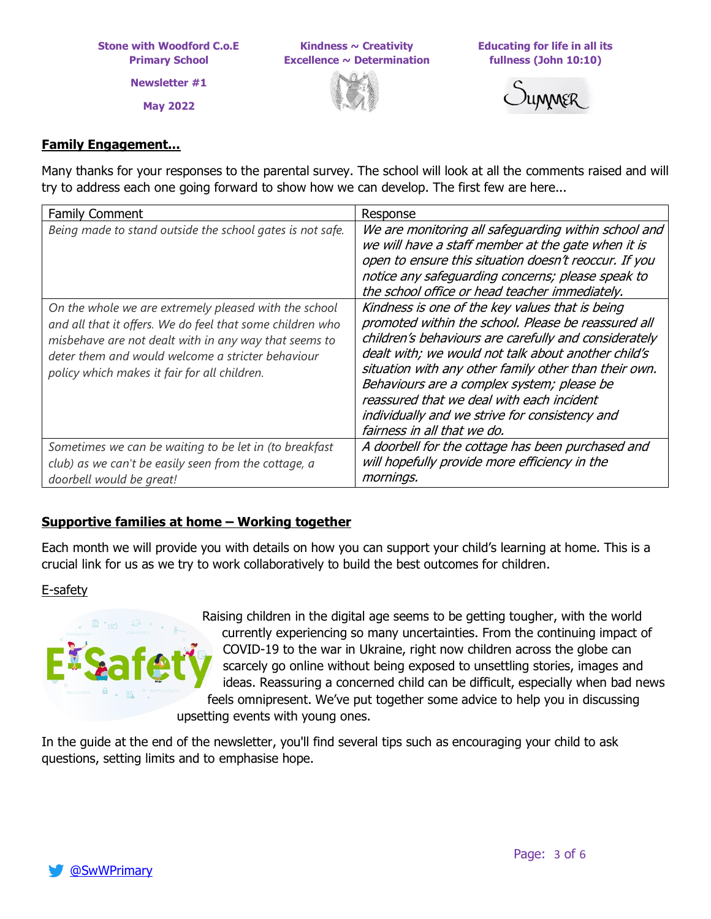Stone with Woodford C.o.E Primary School

Newsletter #1

May 2022

Kindness ~ Creativity
Excellence ~ Determination

Educating for life in all its fullness (John 10:10)

Summer

## Family Engagement...

Many thanks for your responses to the parental survey. The school will look at all the comments raised and will try to address each one going forward to show how we can develop. The first few are here...

| Family Comment | Response |
|---|---|
| *Being made to stand outside the school gates is not safe.* | *We are monitoring all safeguarding within school and we will have a staff member at the gate when it is open to ensure this situation doesn't reoccur. If you notice any safeguarding concerns; please speak to the school office or head teacher immediately.* |
| *On the whole we are extremely pleased with the school and all that it offers. We do feel that some children who misbehave are not dealt with in any way that seems to deter them and would welcome a stricter behaviour policy which makes it fair for all children.* | *Kindness is one of the key values that is being promoted within the school. Please be reassured all children's behaviours are carefully and considerately dealt with; we would not talk about another child's situation with any other family other than their own. Behaviours are a complex system; please be reassured that we deal with each incident individually and we strive for consistency and fairness in all that we do.* |
| *Sometimes we can be waiting to be let in (to breakfast club) as we can't be easily seen from the cottage, a doorbell would be great!* | *A doorbell for the cottage has been purchased and will hopefully provide more efficiency in the mornings.* |

## Supportive families at home – Working together

Each month we will provide you with details on how you can support your child's learning at home. This is a crucial link for us as we try to work collaboratively to build the best outcomes for children.

### E-safety

Raising children in the digital age seems to be getting tougher, with the world currently experiencing so many uncertainties. From the continuing impact of COVID-19 to the war in Ukraine, right now children across the globe can scarcely go online without being exposed to unsettling stories, images and ideas. Reassuring a concerned child can be difficult, especially when bad news feels omnipresent. We've put together some advice to help you in discussing upsetting events with young ones.

In the guide at the end of the newsletter, you'll find several tips such as encouraging your child to ask questions, setting limits and to emphasise hope.

@SwWPrimary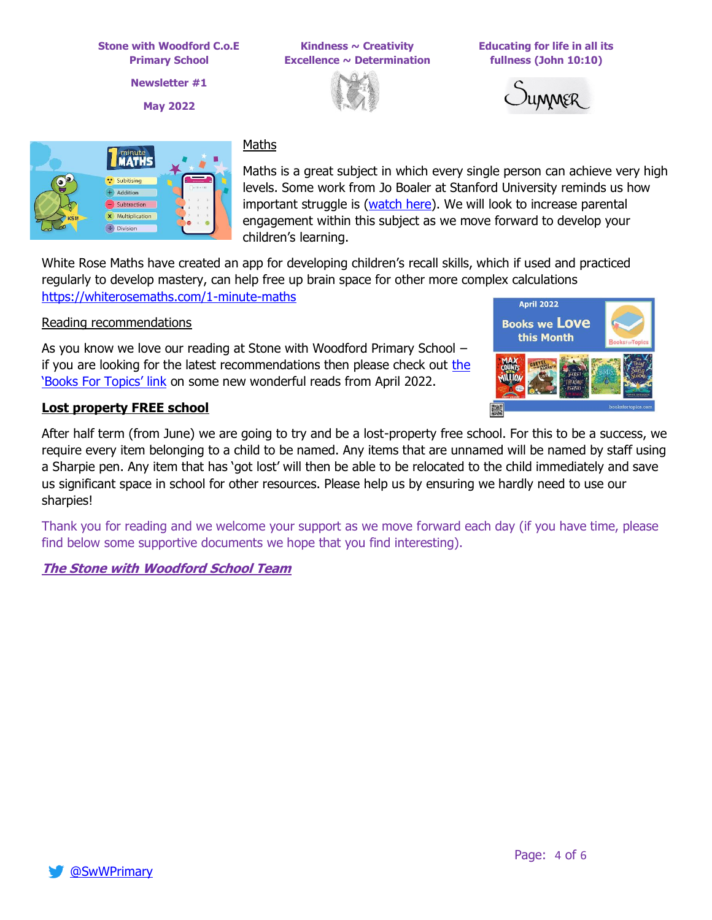Stone with Woodford C.o.E Primary School

Newsletter #1

May 2022

Kindness ~ Creativity
Excellence ~ Determination

Educating for life in all its fullness (John 10:10)

## Maths

Maths is a great subject in which every single person can achieve very high levels. Some work from Jo Boaler at Stanford University reminds us how important struggle is (watch here). We will look to increase parental engagement within this subject as we move forward to develop your children's learning.

White Rose Maths have created an app for developing children's recall skills, which if used and practiced regularly to develop mastery, can help free up brain space for other more complex calculations https://whiterosemaths.com/1-minute-maths

## Reading recommendations

As you know we love our reading at Stone with Woodford Primary School – if you are looking for the latest recommendations then please check out the 'Books For Topics' link on some new wonderful reads from April 2022.

## Lost property FREE school

After half term (from June) we are going to try and be a lost-property free school. For this to be a success, we require every item belonging to a child to be named. Any items that are unnamed will be named by staff using a Sharpie pen. Any item that has 'got lost' will then be able to be relocated to the child immediately and save us significant space in school for other resources. Please help us by ensuring we hardly need to use our sharpies!

Thank you for reading and we welcome your support as we move forward each day (if you have time, please find below some supportive documents we hope that you find interesting).

***The Stone with Woodford School Team***

@SwWPrimary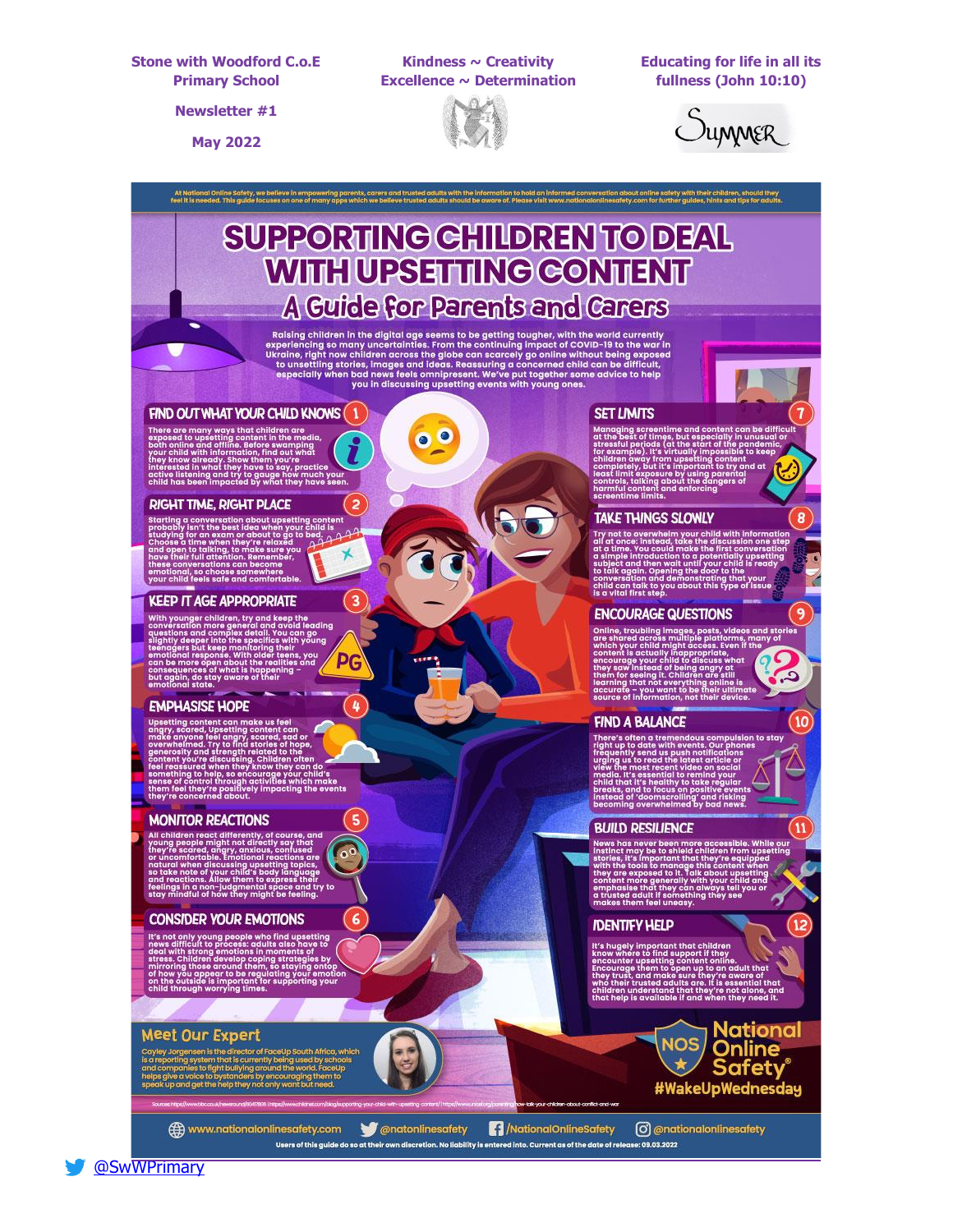Stone with Woodford C.o.E Primary School

Newsletter #1

May 2022

Kindness ~ Creativity
Excellence ~ Determination

Educating for life in all its fullness (John 10:10)

Summer

At National Online Safety, we believe in empowering parents, carers and trusted adults with the information to hold an informed conversation about online safety with their children, should they feel it is needed. This guide focuses on one of many apps which we believe trusted adults should be aware of. Please visit www.nationalonlinesafety.com for further guides, hints and tips for adults.

# SUPPORTING CHILDREN TO DEAL WITH UPSETTING CONTENT

## A Guide for Parents and Carers

Raising children in the digital age seems to be getting tougher, with the world currently experiencing so many uncertainties. From the continuing impact of COVID-19 to the war in Ukraine, right now children across the globe can scarcely go online without being exposed to unsettling stories, images and ideas. Reassuring a concerned child can be difficult, especially when bad news feels omnipresent. We've put together some advice to help you in discussing upsetting events with young ones.

### 1 FIND OUT WHAT YOUR CHILD KNOWS

There are many ways that children are exposed to upsetting content in the media, both online and offline. Before swamping your child with information, find out what they know already. Show them you're interested in what they have to say, practice active listening and try to gauge how much your child has been impacted by what they have seen.

### 2 RIGHT TIME, RIGHT PLACE

Starting a conversation about upsetting content probably isn't the best idea when your child is studying for an exam or about to go to bed. Choose a time when they're relaxed and open to talking, to make sure you have their full attention. Remember, these conversations can become emotional, so choose somewhere your child feels safe and comfortable.

### 3 KEEP IT AGE APPROPRIATE

With younger children, try and keep the conversation more general and avoid leading questions and complex detail. You can go slightly deeper into the specifics with young teenagers but keep monitoring their emotional response. With older teens, you can be more open about the realities and consequences of what is happening – but again, do stay aware of their emotional state.

### 4 EMPHASISE HOPE

Upsetting content can make us feel angry, scared, Upsetting content can make anyone feel angry, scared, sad or overwhelmed. Try to find stories of hope, generosity and strength related to the content you're discussing. Children often feel reassured when they know they can do something to help, so encourage your child's sense of control through activities which make them feel they're positively impacting the events they're concerned about.

### 5 MONITOR REACTIONS

All children react differently, of course, and young people might not directly say that they're scared, angry, anxious, confused or uncomfortable. Emotional reactions are natural when discussing upsetting topics, so take note of your child's body language and reactions. Allow them to express their feelings in a non-judgmental space and try to stay mindful of how they might be feeling.

### 6 CONSIDER YOUR EMOTIONS

It's not only young people who find upsetting news difficult to process: adults also have to deal with strong emotions in moments of stress. Children develop coping strategies by mirroring those around them, so staying ontop of how you appear to be regulating your emotion on the outside is important for supporting your child through worrying times.

### 7 SET LIMITS

Managing screentime and content can be difficult at the best of times, but especially in unusual or stressful periods (at the start of the pandemic, for example). It's virtually impossible to keep children away from upsetting content completely, but it's important to try and at least limit exposure by using parental controls, talking about the dangers of harmful content and enforcing screentime limits.

### 8 TAKE THINGS SLOWLY

Try not to overwhelm your child with information all at once: instead, take the discussion one step at a time. You could make the first conversation a simple introduction to a potentially upsetting subject and then wait until your child is ready to talk again. Opening the door to the conversation and demonstrating that your child can talk to you about this type of issue is a vital first step.

### 9 ENCOURAGE QUESTIONS

Online, troubling images, posts, videos and stories are shared across multiple platforms, many of which your child might access. Even if the content is actually inappropriate, encourage your child to discuss what they saw instead of being angry at them for seeing it. Children are still learning that not everything online is accurate – you want to be their ultimate source of information, not their device.

### 10 FIND A BALANCE

There's often a tremendous compulsion to stay right up to date with events. Our phones frequently send us push notifications urging us to read the latest article or view the most recent video on social media. It's essential to remind your child that it's healthy to take regular breaks, and to focus on positive events instead of 'doomscrolling' and risking becoming overwhelmed by bad news.

### 11 BUILD RESILIENCE

News has never been more accessible. While our instinct may be to shield children from upsetting stories, it's important that they're equipped with the tools to manage this content when they are exposed to it. Talk about upsetting content more generally with your child and emphasise that they can always tell you or a trusted adult if something they see makes them feel uneasy.

### 12 IDENTIFY HELP

It's hugely important that children know where to find support if they encounter upsetting content online. Encourage them to open up to an adult that they trust, and make sure they're aware of who their trusted adults are. It is essential that children understand that they're not alone, and that help is available if and when they need it.

### Meet Our Expert

Cayley Jorgensen is the director of FaceUp South Africa, which is a reporting system that is currently being used by schools and companies to fight bullying around the world. FaceUp helps give a voice to bystanders by encouraging them to speak up and get the help they not only want but need.

National Online Safety
#WakeUpWednesday

www.nationalonlinesafety.com | @natonlinesafety | /NationalOnlineSafety | @nationalonlinesafety

Users of this guide do so at their own discretion. No liability is entered into. Current as of the date of release: 09.03.2022

@SwWPrimary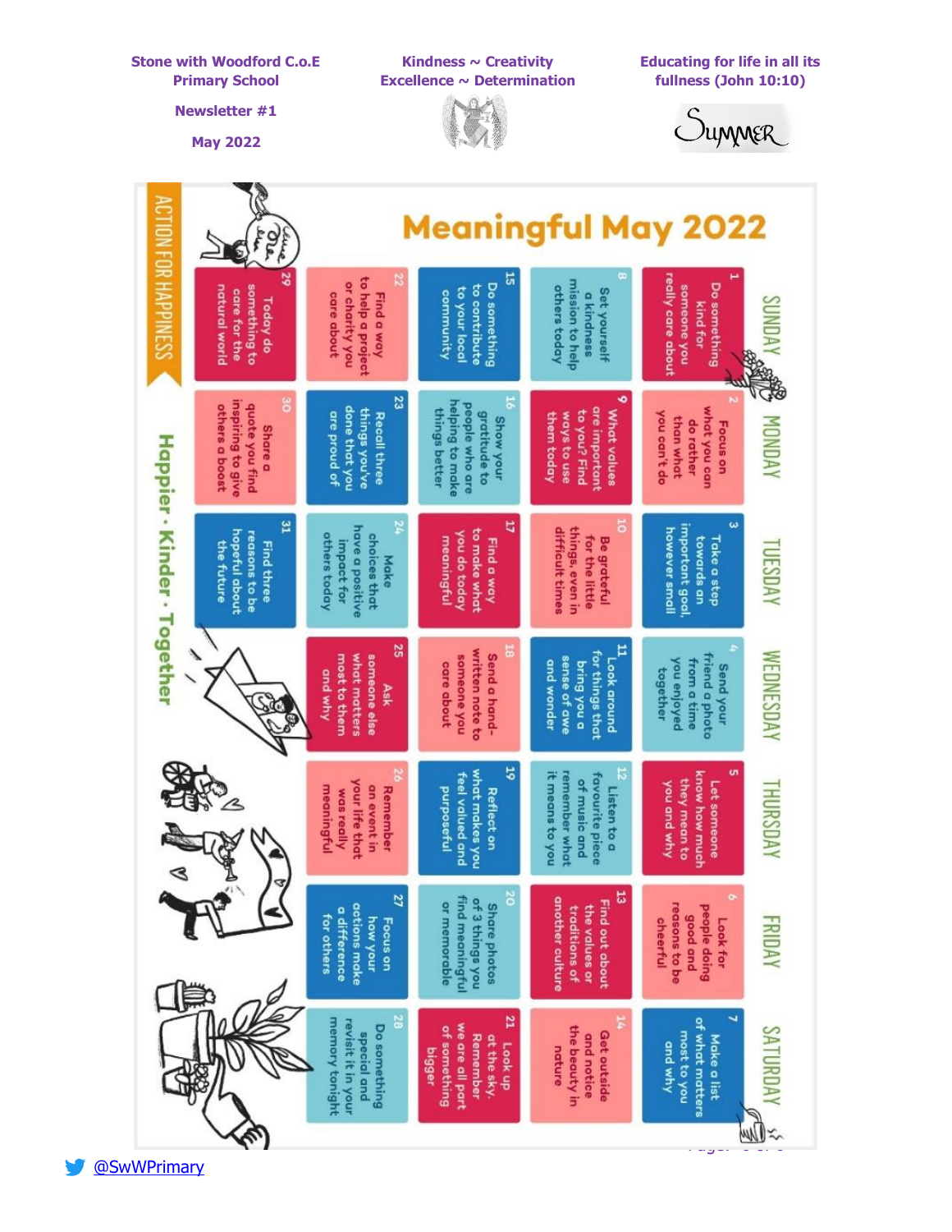# Meaningful May 2022

| SUNDAY | MONDAY | TUESDAY | WEDNESDAY | THURSDAY | FRIDAY | SATURDAY |
|---|---|---|---|---|---|---|
| 1 Do something kind for someone you really care about | 2 Focus on what you can do rather than what you can't do | 3 Take a step towards an important goal, however small | 4 Send your friend a photo from a time you enjoyed together | 5 Let someone know how much they mean to you and why | 6 Look for people doing good and reasons to be cheerful | 7 Make a list of what matters most to you and why |
| 8 Set yourself a kindness mission to help others today | 9 What values are important to you? Find ways to use them today | 10 Be grateful for the little things, even in difficult times | 11 Look around for things that bring you a sense of awe and wonder | 12 Listen to a favourite piece of music and remember what it means to you | 13 Find out about the values or traditions of another culture | 14 Get outside and notice the beauty in nature |
| 15 Do something to contribute to your local community | 16 Show your gratitude to people who are helping to make things better | 17 Find a way to make what you do today meaningful | 18 Send a hand-written note to someone you care about | 19 Reflect on what makes you feel valued and purposeful | 20 Share photos of 3 things you find meaningful or memorable | 21 Look up at the sky. Remember we are all part of something bigger |
| 22 Find a way to help a project or charity you care about | 23 Recall three things you've done that you are proud of | 24 Make choices that have a positive impact for others today | 25 Ask someone else what matters most to them and why | 26 Remember an event in your life that was really meaningful | 27 Focus on how your actions make a difference for others | 28 Do something special and revisit it in your memory tonight |
| 29 Today do something to care for the natural world | 30 Share a quote you find inspiring to give others a boost | 31 Find three reasons to be hopeful about the future | | | | |

ACTION FOR HAPPINESS

Happier · Kinder · Together